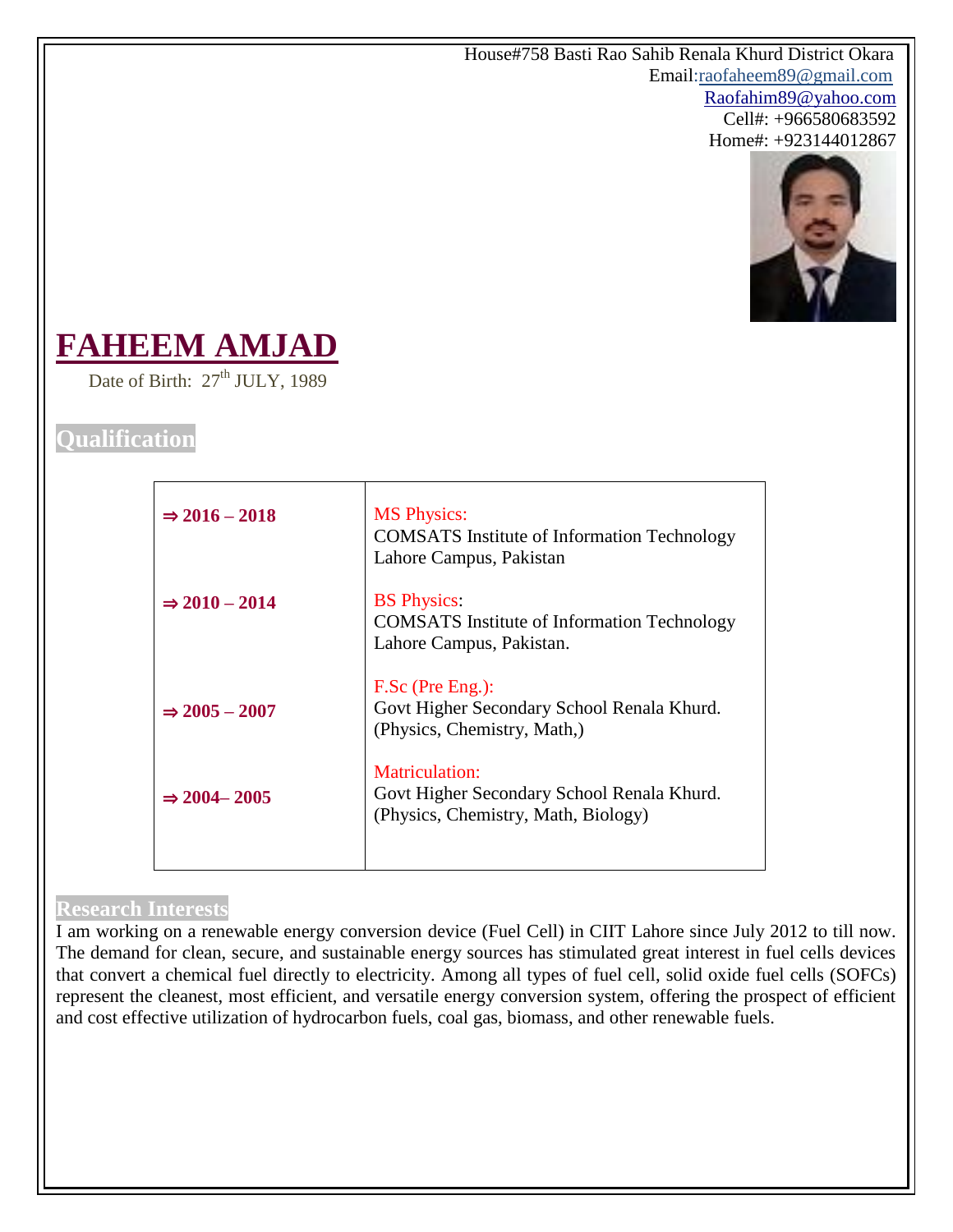House#758 Basti Rao Sahib Renala Khurd District Okara
Email:raofaheem89@gmail.com
Raofahim89@yahoo.com
Cell#: +966580683592
Home#: +923144012867

# FAHEEM AMJAD

Date of Birth: 27th JULY, 1989

## Qualification

| | |
|---|---|
| ⇒ **2016 – 2018** | MS Physics:<br>COMSATS Institute of Information Technology Lahore Campus, Pakistan |
| ⇒ **2010 – 2014** | BS Physics:<br>COMSATS Institute of Information Technology Lahore Campus, Pakistan. |
| ⇒ **2005 – 2007** | F.Sc (Pre Eng.):<br>Govt Higher Secondary School Renala Khurd.<br>(Physics, Chemistry, Math,) |
| ⇒ **2004– 2005** | Matriculation:<br>Govt Higher Secondary School Renala Khurd.<br>(Physics, Chemistry, Math, Biology) |

## Research Interests

I am working on a renewable energy conversion device (Fuel Cell) in CIIT Lahore since July 2012 to till now. The demand for clean, secure, and sustainable energy sources has stimulated great interest in fuel cells devices that convert a chemical fuel directly to electricity. Among all types of fuel cell, solid oxide fuel cells (SOFCs) represent the cleanest, most efficient, and versatile energy conversion system, offering the prospect of efficient and cost effective utilization of hydrocarbon fuels, coal gas, biomass, and other renewable fuels.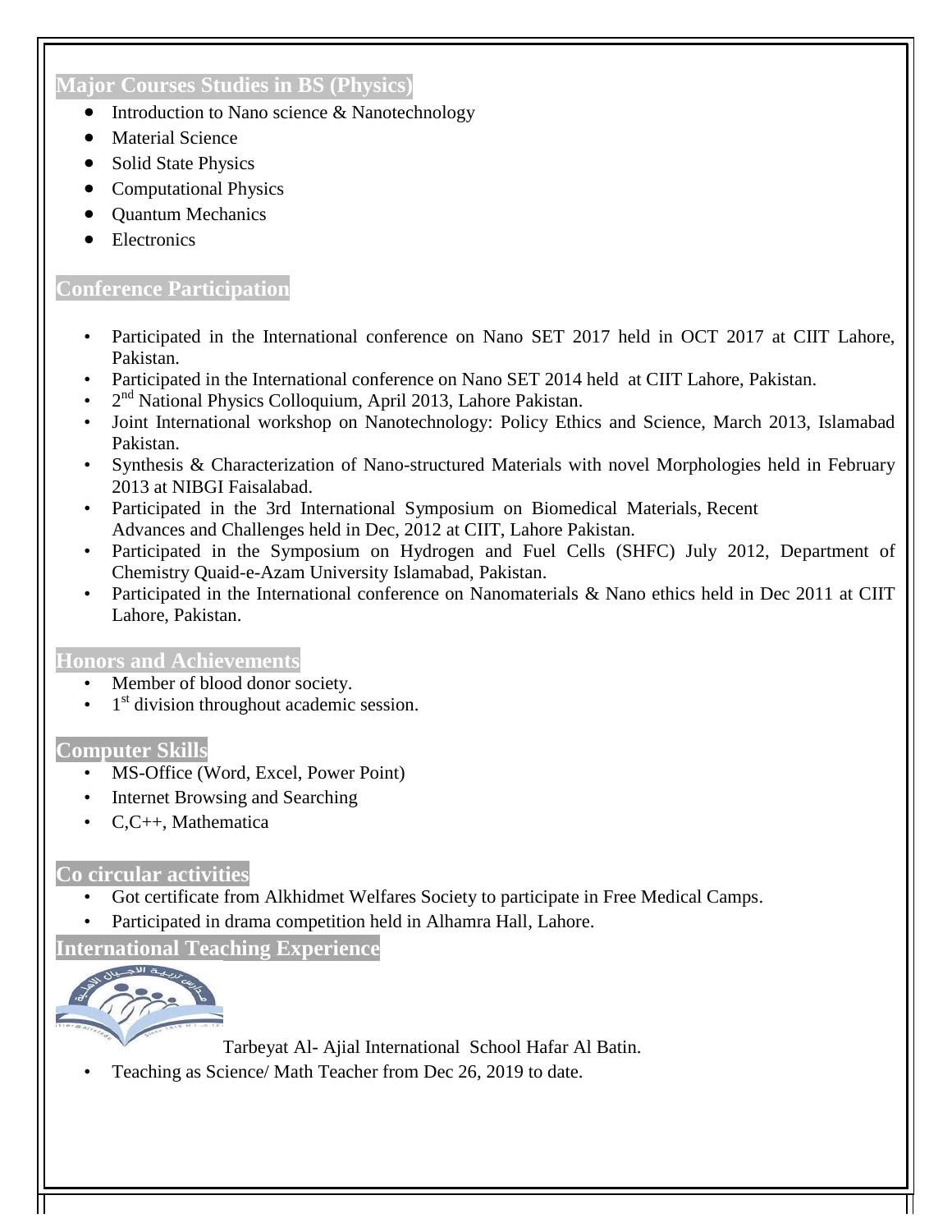## Major Courses Studies in BS (Physics)

- Introduction to Nano science & Nanotechnology
- Material Science
- Solid State Physics
- Computational Physics
- Quantum Mechanics
- Electronics

## Conference Participation

- Participated in the International conference on Nano SET 2017 held in OCT 2017 at CIIT Lahore, Pakistan.
- Participated in the International conference on Nano SET 2014 held at CIIT Lahore, Pakistan.
- 2nd National Physics Colloquium, April 2013, Lahore Pakistan.
- Joint International workshop on Nanotechnology: Policy Ethics and Science, March 2013, Islamabad Pakistan.
- Synthesis & Characterization of Nano-structured Materials with novel Morphologies held in February 2013 at NIBGI Faisalabad.
- Participated in the 3rd International Symposium on Biomedical Materials, Recent Advances and Challenges held in Dec, 2012 at CIIT, Lahore Pakistan.
- Participated in the Symposium on Hydrogen and Fuel Cells (SHFC) July 2012, Department of Chemistry Quaid-e-Azam University Islamabad, Pakistan.
- Participated in the International conference on Nanomaterials & Nano ethics held in Dec 2011 at CIIT Lahore, Pakistan.

## Honors and Achievements

- Member of blood donor society.
- 1st division throughout academic session.

## Computer Skills

- MS-Office (Word, Excel, Power Point)
- Internet Browsing and Searching
- C,C++, Mathematica

## Co circular activities

- Got certificate from Alkhidmet Welfares Society to participate in Free Medical Camps.
- Participated in drama competition held in Alhamra Hall, Lahore.

## International Teaching Experience

Tarbeyat Al- Ajial International School Hafar Al Batin.

- Teaching as Science/ Math Teacher from Dec 26, 2019 to date.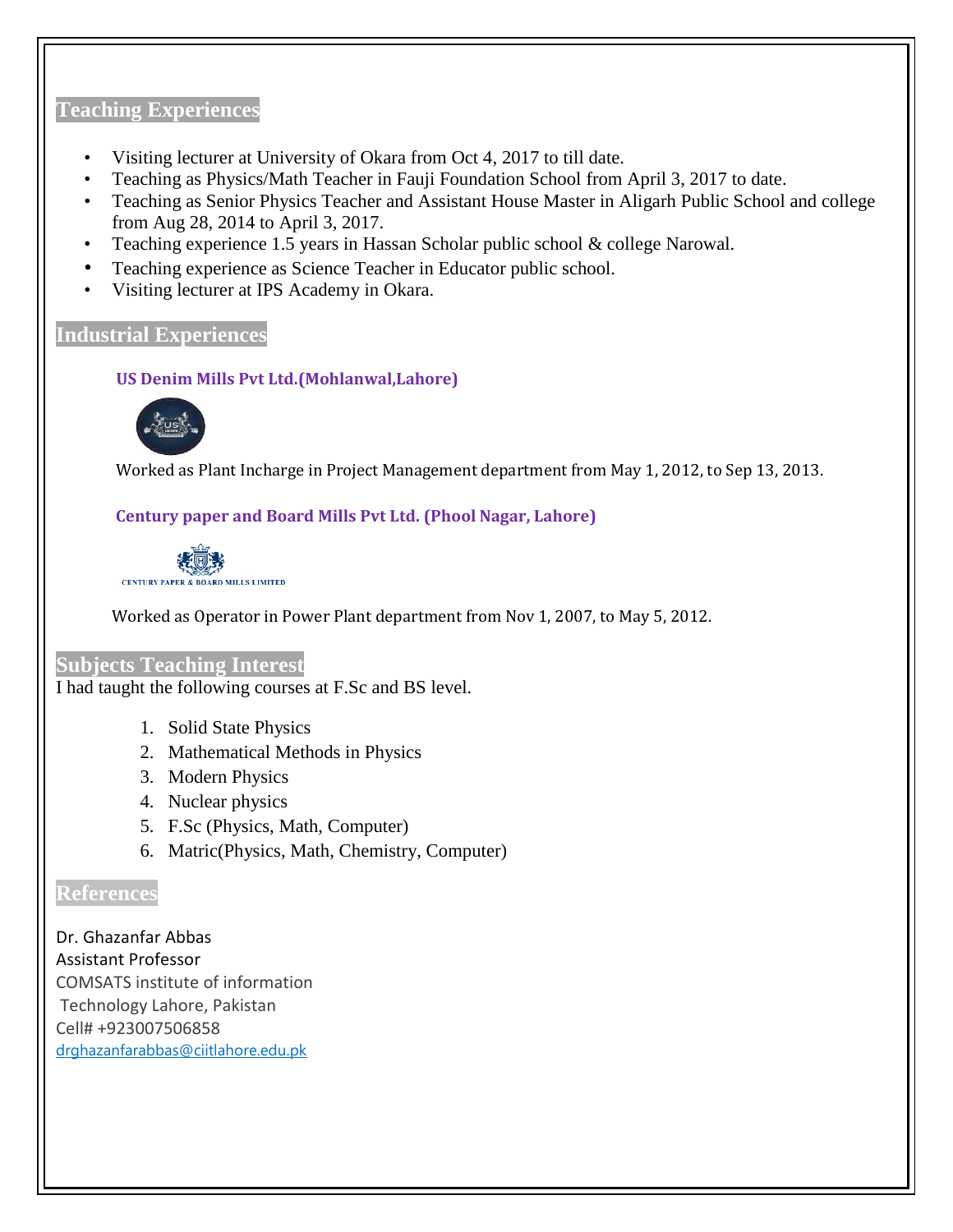## Teaching Experiences

- Visiting lecturer at University of Okara from Oct 4, 2017 to till date.
- Teaching as Physics/Math Teacher in Fauji Foundation School from April 3, 2017 to date.
- Teaching as Senior Physics Teacher and Assistant House Master in Aligarh Public School and college from Aug 28, 2014 to April 3, 2017.
- Teaching experience 1.5 years in Hassan Scholar public school & college Narowal.
- Teaching experience as Science Teacher in Educator public school.
- Visiting lecturer at IPS Academy in Okara.

## Industrial Experiences

**US Denim Mills Pvt Ltd.(Mohlanwal,Lahore)**

Worked as Plant Incharge in Project Management department from May 1, 2012, to Sep 13, 2013.

**Century paper and Board Mills Pvt Ltd. (Phool Nagar, Lahore)**

CENTURY PAPER & BOARD MILLS LIMITED

Worked as Operator in Power Plant department from Nov 1, 2007, to May 5, 2012.

## Subjects Teaching Interest

I had taught the following courses at F.Sc and BS level.

1. Solid State Physics
2. Mathematical Methods in Physics
3. Modern Physics
4. Nuclear physics
5. F.Sc (Physics, Math, Computer)
6. Matric(Physics, Math, Chemistry, Computer)

## References

Dr. Ghazanfar Abbas
Assistant Professor
COMSATS institute of information
Technology Lahore, Pakistan
Cell# +923007506858
drghazanfarabbas@ciitlahore.edu.pk